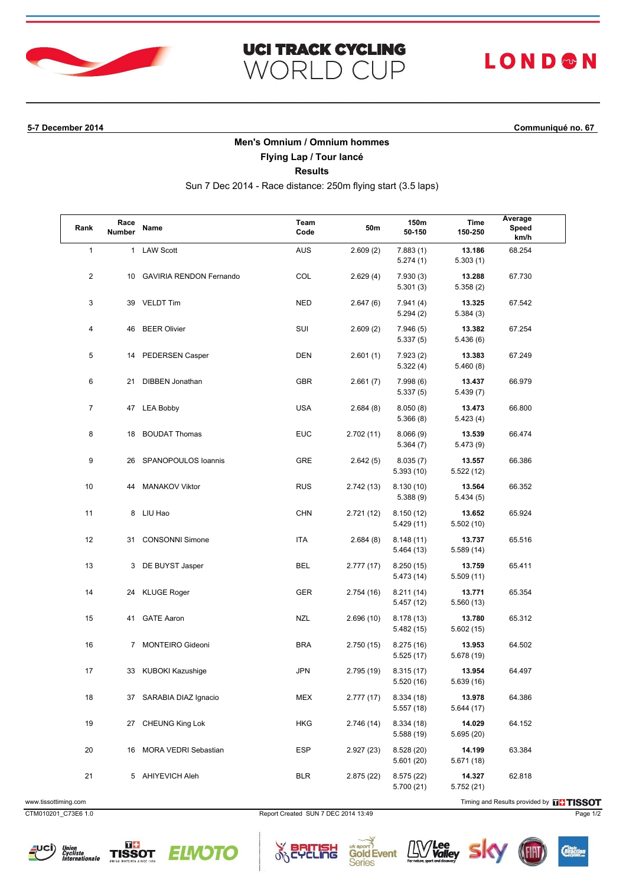# UCI TRACK CYCLING WORLD CUP

LONDON

**5-7 December 2014** **Communiqué no. 67**

## Men's Omnium / Omnium hommes

### Flying Lap / Tour lancé

### Results

Sun 7 Dec 2014 - Race distance: 250m flying start (3.5 laps)

| Rank | Race Number | Name | Team Code | 50m | 150m 50-150 | Time 150-250 | Average Speed km/h |
|---|---|---|---|---|---|---|---|
| 1 | 1 | LAW Scott | AUS | 2.609 (2) | 7.883 (1) 5.274 (1) | **13.186** 5.303 (1) | 68.254 |
| 2 | 10 | GAVIRIA RENDON Fernando | COL | 2.629 (4) | 7.930 (3) 5.301 (3) | **13.288** 5.358 (2) | 67.730 |
| 3 | 39 | VELDT Tim | NED | 2.647 (6) | 7.941 (4) 5.294 (2) | **13.325** 5.384 (3) | 67.542 |
| 4 | 46 | BEER Olivier | SUI | 2.609 (2) | 7.946 (5) 5.337 (5) | **13.382** 5.436 (6) | 67.254 |
| 5 | 14 | PEDERSEN Casper | DEN | 2.601 (1) | 7.923 (2) 5.322 (4) | **13.383** 5.460 (8) | 67.249 |
| 6 | 21 | DIBBEN Jonathan | GBR | 2.661 (7) | 7.998 (6) 5.337 (5) | **13.437** 5.439 (7) | 66.979 |
| 7 | 47 | LEA Bobby | USA | 2.684 (8) | 8.050 (8) 5.366 (8) | **13.473** 5.423 (4) | 66.800 |
| 8 | 18 | BOUDAT Thomas | EUC | 2.702 (11) | 8.066 (9) 5.364 (7) | **13.539** 5.473 (9) | 66.474 |
| 9 | 26 | SPANOPOULOS Ioannis | GRE | 2.642 (5) | 8.035 (7) 5.393 (10) | **13.557** 5.522 (12) | 66.386 |
| 10 | 44 | MANAKOV Viktor | RUS | 2.742 (13) | 8.130 (10) 5.388 (9) | **13.564** 5.434 (5) | 66.352 |
| 11 | 8 | LIU Hao | CHN | 2.721 (12) | 8.150 (12) 5.429 (11) | **13.652** 5.502 (10) | 65.924 |
| 12 | 31 | CONSONNI Simone | ITA | 2.684 (8) | 8.148 (11) 5.464 (13) | **13.737** 5.589 (14) | 65.516 |
| 13 | 3 | DE BUYST Jasper | BEL | 2.777 (17) | 8.250 (15) 5.473 (14) | **13.759** 5.509 (11) | 65.411 |
| 14 | 24 | KLUGE Roger | GER | 2.754 (16) | 8.211 (14) 5.457 (12) | **13.771** 5.560 (13) | 65.354 |
| 15 | 41 | GATE Aaron | NZL | 2.696 (10) | 8.178 (13) 5.482 (15) | **13.780** 5.602 (15) | 65.312 |
| 16 | 7 | MONTEIRO Gideoni | BRA | 2.750 (15) | 8.275 (16) 5.525 (17) | **13.953** 5.678 (19) | 64.502 |
| 17 | 33 | KUBOKI Kazushige | JPN | 2.795 (19) | 8.315 (17) 5.520 (16) | **13.954** 5.639 (16) | 64.497 |
| 18 | 37 | SARABIA DIAZ Ignacio | MEX | 2.777 (17) | 8.334 (18) 5.557 (18) | **13.978** 5.644 (17) | 64.386 |
| 19 | 27 | CHEUNG King Lok | HKG | 2.746 (14) | 8.334 (18) 5.588 (19) | **14.029** 5.695 (20) | 64.152 |
| 20 | 16 | MORA VEDRI Sebastian | ESP | 2.927 (23) | 8.528 (20) 5.601 (20) | **14.199** 5.671 (18) | 63.384 |
| 21 | 5 | AHIYEVICH Aleh | BLR | 2.875 (22) | 8.575 (22) 5.700 (21) | **14.327** 5.752 (21) | 62.818 |

www.tissottiming.com

Timing and Results provided by TISSOT

CTM010201_C73E6 1.0 Report Created SUN 7 DEC 2014 13:49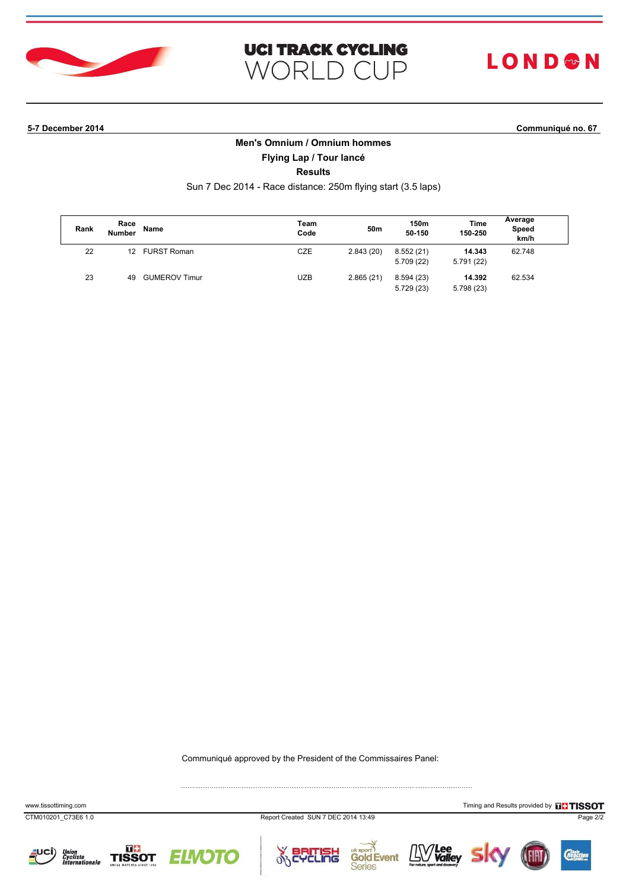# UCI TRACK CYCLING WORLD CUP

LONDON

**5-7 December 2014** **Communiqué no. 67**

## Men's Omnium / Omnium hommes

### Flying Lap / Tour lancé

### Results

Sun 7 Dec 2014 - Race distance: 250m flying start (3.5 laps)

| Rank | Race Number | Name | Team Code | 50m | 150m 50-150 | Time 150-250 | Average Speed km/h |
|---|---|---|---|---|---|---|---|
| 22 | 12 | FURST Roman | CZE | 2.843 (20) | 8.552 (21) 5.709 (22) | **14.343** 5.791 (22) | 62.748 |
| 23 | 49 | GUMEROV Timur | UZB | 2.865 (21) | 8.594 (23) 5.729 (23) | **14.392** 5.798 (23) | 62.534 |

Communiqué approved by the President of the Commissaires Panel:

www.tissottiming.com

Timing and Results provided by TISSOT

CTM010201_C73E6 1.0

Report Created SUN 7 DEC 2014 13:49